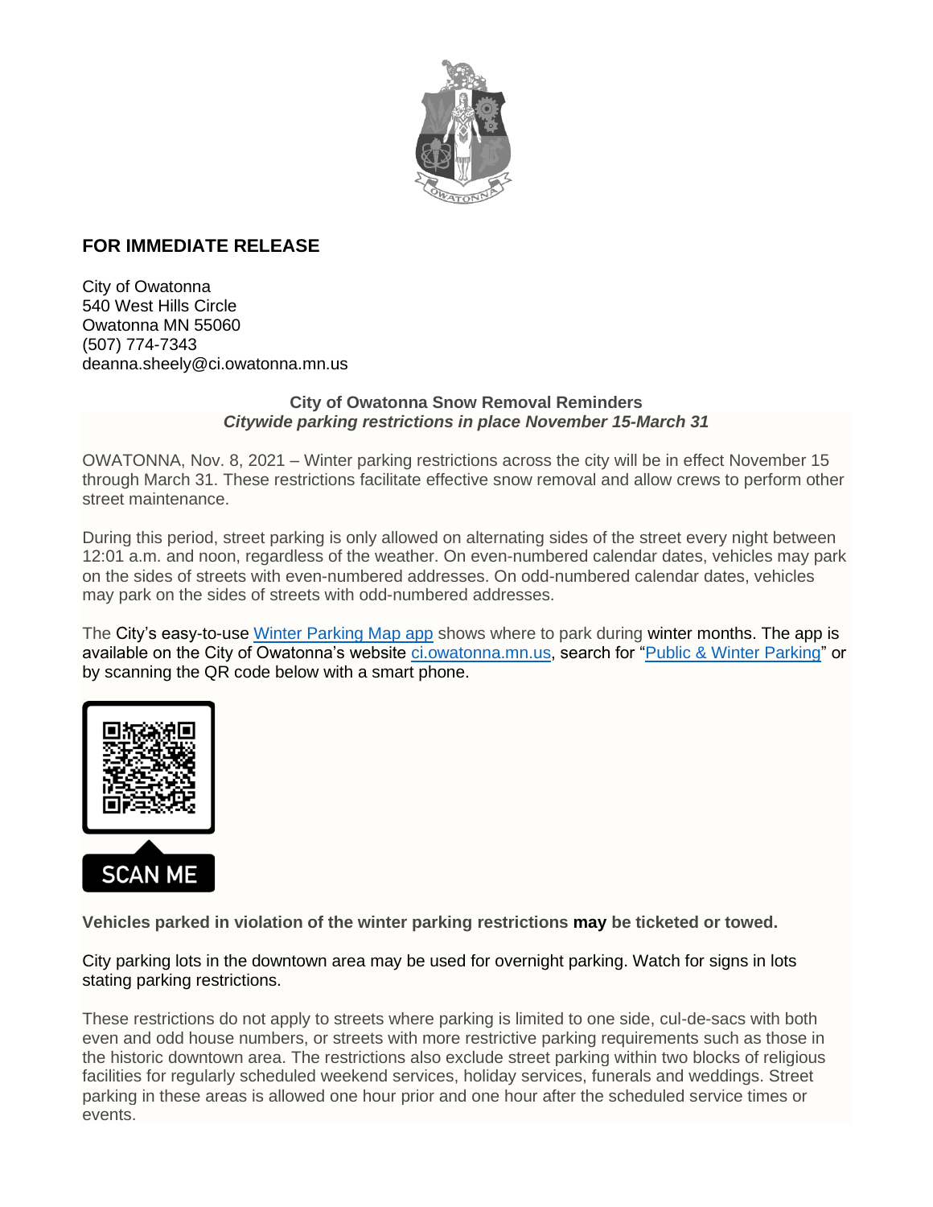**FOR IMMEDIATE RELEASE**

City of Owatonna
540 West Hills Circle
Owatonna MN 55060
(507) 774-7343
deanna.sheely@ci.owatonna.mn.us

**City of Owatonna Snow Removal Reminders**
***Citywide parking restrictions in place November 15-March 31***

OWATONNA, Nov. 8, 2021 – Winter parking restrictions across the city will be in effect November 15 through March 31. These restrictions facilitate effective snow removal and allow crews to perform other street maintenance.

During this period, street parking is only allowed on alternating sides of the street every night between 12:01 a.m. and noon, regardless of the weather. On even-numbered calendar dates, vehicles may park on the sides of streets with even-numbered addresses. On odd-numbered calendar dates, vehicles may park on the sides of streets with odd-numbered addresses.

The City's easy-to-use [Winter Parking Map app] shows where to park during winter months. The app is available on the City of Owatonna's website [ci.owatonna.mn.us], search for "[Public & Winter Parking]" or by scanning the QR code below with a smart phone.

SCAN ME

**Vehicles parked in violation of the winter parking restrictions may be ticketed or towed.**

City parking lots in the downtown area may be used for overnight parking. Watch for signs in lots stating parking restrictions.

These restrictions do not apply to streets where parking is limited to one side, cul-de-sacs with both even and odd house numbers, or streets with more restrictive parking requirements such as those in the historic downtown area. The restrictions also exclude street parking within two blocks of religious facilities for regularly scheduled weekend services, holiday services, funerals and weddings. Street parking in these areas is allowed one hour prior and one hour after the scheduled service times or events.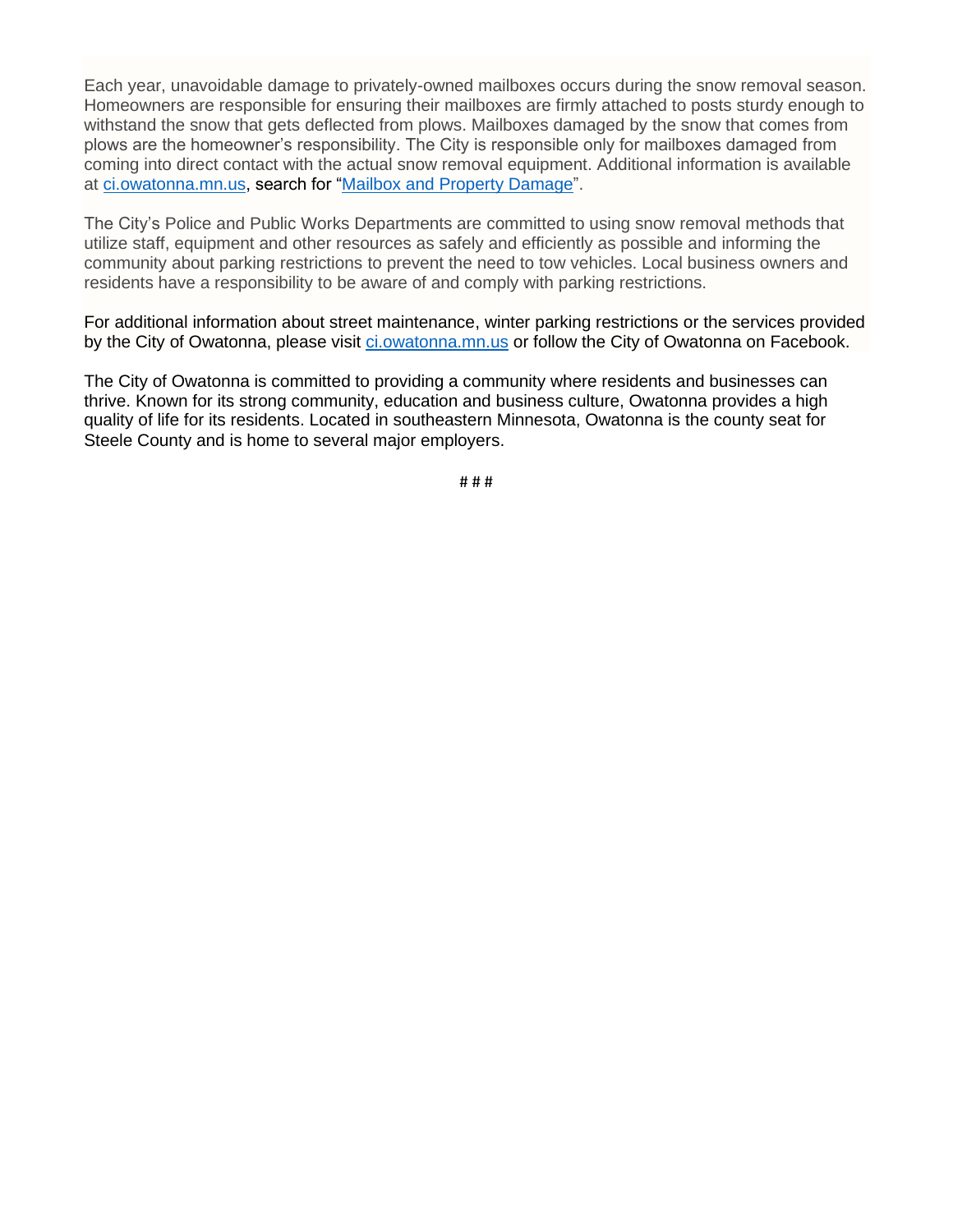Each year, unavoidable damage to privately-owned mailboxes occurs during the snow removal season. Homeowners are responsible for ensuring their mailboxes are firmly attached to posts sturdy enough to withstand the snow that gets deflected from plows. Mailboxes damaged by the snow that comes from plows are the homeowner's responsibility. The City is responsible only for mailboxes damaged from coming into direct contact with the actual snow removal equipment. Additional information is available at ci.owatonna.mn.us, search for "Mailbox and Property Damage".

The City's Police and Public Works Departments are committed to using snow removal methods that utilize staff, equipment and other resources as safely and efficiently as possible and informing the community about parking restrictions to prevent the need to tow vehicles. Local business owners and residents have a responsibility to be aware of and comply with parking restrictions.

For additional information about street maintenance, winter parking restrictions or the services provided by the City of Owatonna, please visit ci.owatonna.mn.us or follow the City of Owatonna on Facebook.

The City of Owatonna is committed to providing a community where residents and businesses can thrive. Known for its strong community, education and business culture, Owatonna provides a high quality of life for its residents. Located in southeastern Minnesota, Owatonna is the county seat for Steele County and is home to several major employers.

# # #